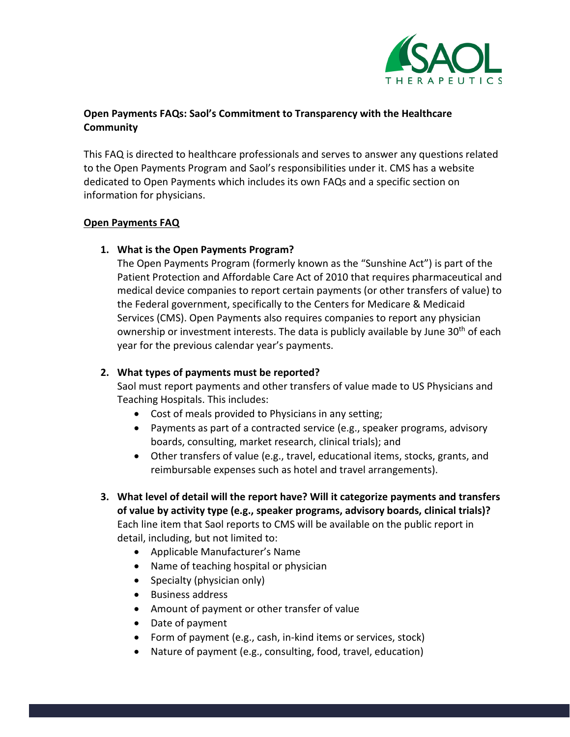**Open Payments FAQs: Saol's Commitment to Transparency with the Healthcare Community**

This FAQ is directed to healthcare professionals and serves to answer any questions related to the Open Payments Program and Saol's responsibilities under it. CMS has a website dedicated to Open Payments which includes its own FAQs and a specific section on information for physicians.

**Open Payments FAQ**

1. **What is the Open Payments Program?**
   The Open Payments Program (formerly known as the "Sunshine Act") is part of the Patient Protection and Affordable Care Act of 2010 that requires pharmaceutical and medical device companies to report certain payments (or other transfers of value) to the Federal government, specifically to the Centers for Medicare & Medicaid Services (CMS). Open Payments also requires companies to report any physician ownership or investment interests. The data is publicly available by June 30th of each year for the previous calendar year's payments.

2. **What types of payments must be reported?**
   Saol must report payments and other transfers of value made to US Physicians and Teaching Hospitals. This includes:
   - Cost of meals provided to Physicians in any setting;
   - Payments as part of a contracted service (e.g., speaker programs, advisory boards, consulting, market research, clinical trials); and
   - Other transfers of value (e.g., travel, educational items, stocks, grants, and reimbursable expenses such as hotel and travel arrangements).

3. **What level of detail will the report have? Will it categorize payments and transfers of value by activity type (e.g., speaker programs, advisory boards, clinical trials)?**
   Each line item that Saol reports to CMS will be available on the public report in detail, including, but not limited to:
   - Applicable Manufacturer's Name
   - Name of teaching hospital or physician
   - Specialty (physician only)
   - Business address
   - Amount of payment or other transfer of value
   - Date of payment
   - Form of payment (e.g., cash, in-kind items or services, stock)
   - Nature of payment (e.g., consulting, food, travel, education)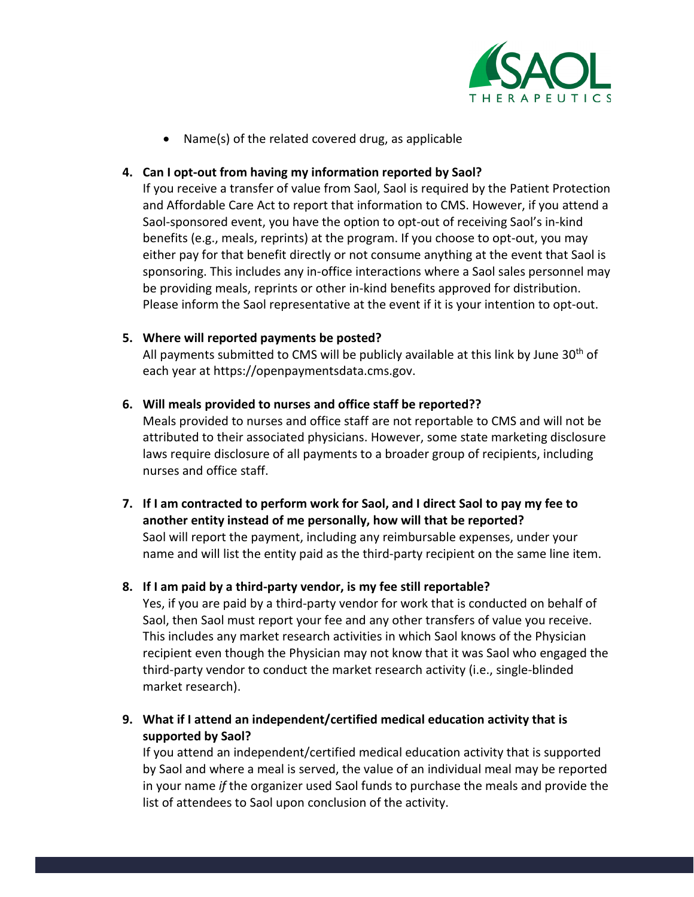- Name(s) of the related covered drug, as applicable

4. **Can I opt-out from having my information reported by Saol?**
   If you receive a transfer of value from Saol, Saol is required by the Patient Protection and Affordable Care Act to report that information to CMS. However, if you attend a Saol-sponsored event, you have the option to opt-out of receiving Saol's in-kind benefits (e.g., meals, reprints) at the program. If you choose to opt-out, you may either pay for that benefit directly or not consume anything at the event that Saol is sponsoring. This includes any in-office interactions where a Saol sales personnel may be providing meals, reprints or other in-kind benefits approved for distribution. Please inform the Saol representative at the event if it is your intention to opt-out.

5. **Where will reported payments be posted?**
   All payments submitted to CMS will be publicly available at this link by June 30th of each year at https://openpaymentsdata.cms.gov.

6. **Will meals provided to nurses and office staff be reported??**
   Meals provided to nurses and office staff are not reportable to CMS and will not be attributed to their associated physicians. However, some state marketing disclosure laws require disclosure of all payments to a broader group of recipients, including nurses and office staff.

7. **If I am contracted to perform work for Saol, and I direct Saol to pay my fee to another entity instead of me personally, how will that be reported?**
   Saol will report the payment, including any reimbursable expenses, under your name and will list the entity paid as the third-party recipient on the same line item.

8. **If I am paid by a third-party vendor, is my fee still reportable?**
   Yes, if you are paid by a third-party vendor for work that is conducted on behalf of Saol, then Saol must report your fee and any other transfers of value you receive. This includes any market research activities in which Saol knows of the Physician recipient even though the Physician may not know that it was Saol who engaged the third-party vendor to conduct the market research activity (i.e., single-blinded market research).

9. **What if I attend an independent/certified medical education activity that is supported by Saol?**
   If you attend an independent/certified medical education activity that is supported by Saol and where a meal is served, the value of an individual meal may be reported in your name *if* the organizer used Saol funds to purchase the meals and provide the list of attendees to Saol upon conclusion of the activity.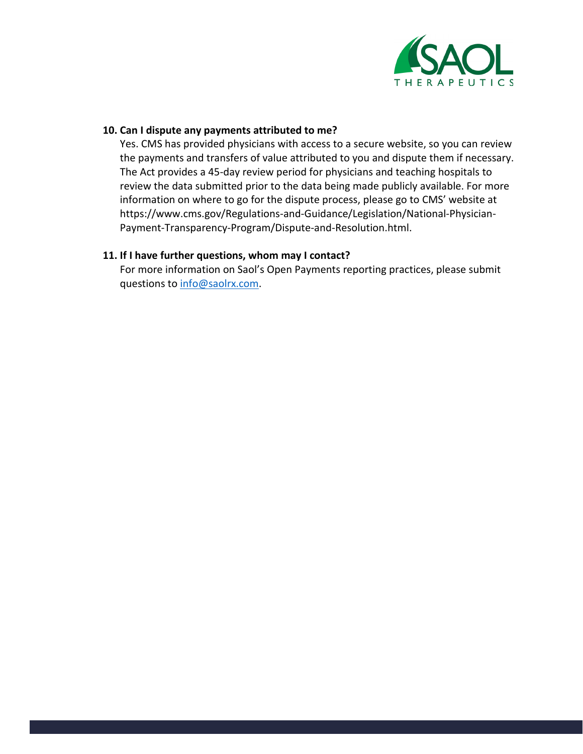**10. Can I dispute any payments attributed to me?**

Yes. CMS has provided physicians with access to a secure website, so you can review the payments and transfers of value attributed to you and dispute them if necessary. The Act provides a 45-day review period for physicians and teaching hospitals to review the data submitted prior to the data being made publicly available. For more information on where to go for the dispute process, please go to CMS' website at https://www.cms.gov/Regulations-and-Guidance/Legislation/National-Physician-Payment-Transparency-Program/Dispute-and-Resolution.html.

**11. If I have further questions, whom may I contact?**

For more information on Saol's Open Payments reporting practices, please submit questions to [info@saolrx.com](mailto:info@saolrx.com).